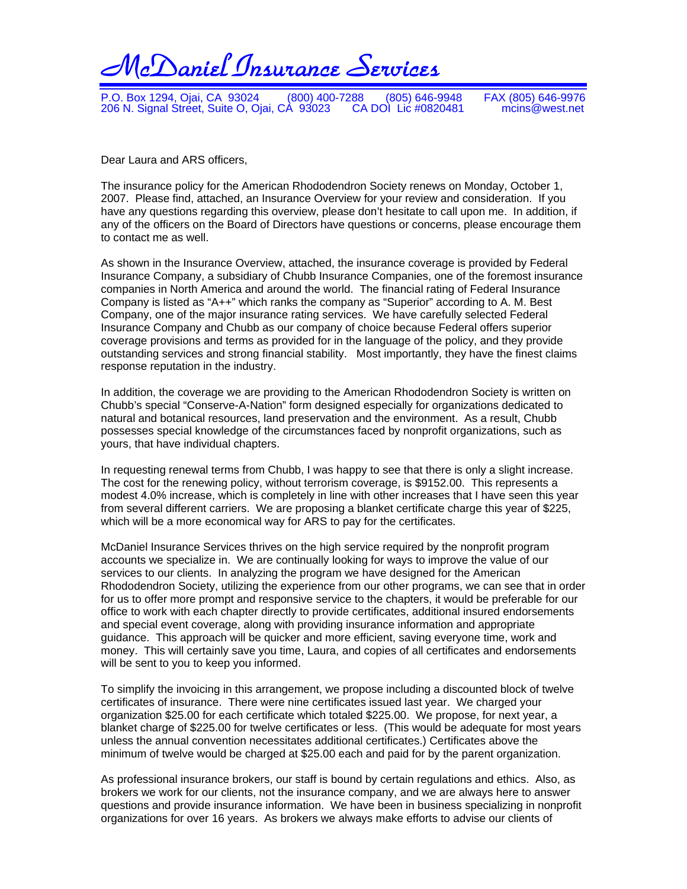# McDaniel Insurance Services

P.O. Box 1294, Ojai, CA 93024 (800) 400-7288 (805) 646-9948 FAX (805) 646-9976
206 N. Signal Street, Suite O, Ojai, CA 93023 CA DOI Lic #0820481 mcins@west.net

Dear Laura and ARS officers,

The insurance policy for the American Rhododendron Society renews on Monday, October 1, 2007. Please find, attached, an Insurance Overview for your review and consideration. If you have any questions regarding this overview, please don't hesitate to call upon me. In addition, if any of the officers on the Board of Directors have questions or concerns, please encourage them to contact me as well.

As shown in the Insurance Overview, attached, the insurance coverage is provided by Federal Insurance Company, a subsidiary of Chubb Insurance Companies, one of the foremost insurance companies in North America and around the world. The financial rating of Federal Insurance Company is listed as "A++" which ranks the company as "Superior" according to A. M. Best Company, one of the major insurance rating services. We have carefully selected Federal Insurance Company and Chubb as our company of choice because Federal offers superior coverage provisions and terms as provided for in the language of the policy, and they provide outstanding services and strong financial stability. Most importantly, they have the finest claims response reputation in the industry.

In addition, the coverage we are providing to the American Rhododendron Society is written on Chubb's special "Conserve-A-Nation" form designed especially for organizations dedicated to natural and botanical resources, land preservation and the environment. As a result, Chubb possesses special knowledge of the circumstances faced by nonprofit organizations, such as yours, that have individual chapters.

In requesting renewal terms from Chubb, I was happy to see that there is only a slight increase. The cost for the renewing policy, without terrorism coverage, is $9152.00. This represents a modest 4.0% increase, which is completely in line with other increases that I have seen this year from several different carriers. We are proposing a blanket certificate charge this year of $225, which will be a more economical way for ARS to pay for the certificates.

McDaniel Insurance Services thrives on the high service required by the nonprofit program accounts we specialize in. We are continually looking for ways to improve the value of our services to our clients. In analyzing the program we have designed for the American Rhododendron Society, utilizing the experience from our other programs, we can see that in order for us to offer more prompt and responsive service to the chapters, it would be preferable for our office to work with each chapter directly to provide certificates, additional insured endorsements and special event coverage, along with providing insurance information and appropriate guidance. This approach will be quicker and more efficient, saving everyone time, work and money. This will certainly save you time, Laura, and copies of all certificates and endorsements will be sent to you to keep you informed.

To simplify the invoicing in this arrangement, we propose including a discounted block of twelve certificates of insurance. There were nine certificates issued last year. We charged your organization $25.00 for each certificate which totaled $225.00. We propose, for next year, a blanket charge of $225.00 for twelve certificates or less. (This would be adequate for most years unless the annual convention necessitates additional certificates.) Certificates above the minimum of twelve would be charged at $25.00 each and paid for by the parent organization.

As professional insurance brokers, our staff is bound by certain regulations and ethics. Also, as brokers we work for our clients, not the insurance company, and we are always here to answer questions and provide insurance information. We have been in business specializing in nonprofit organizations for over 16 years. As brokers we always make efforts to advise our clients of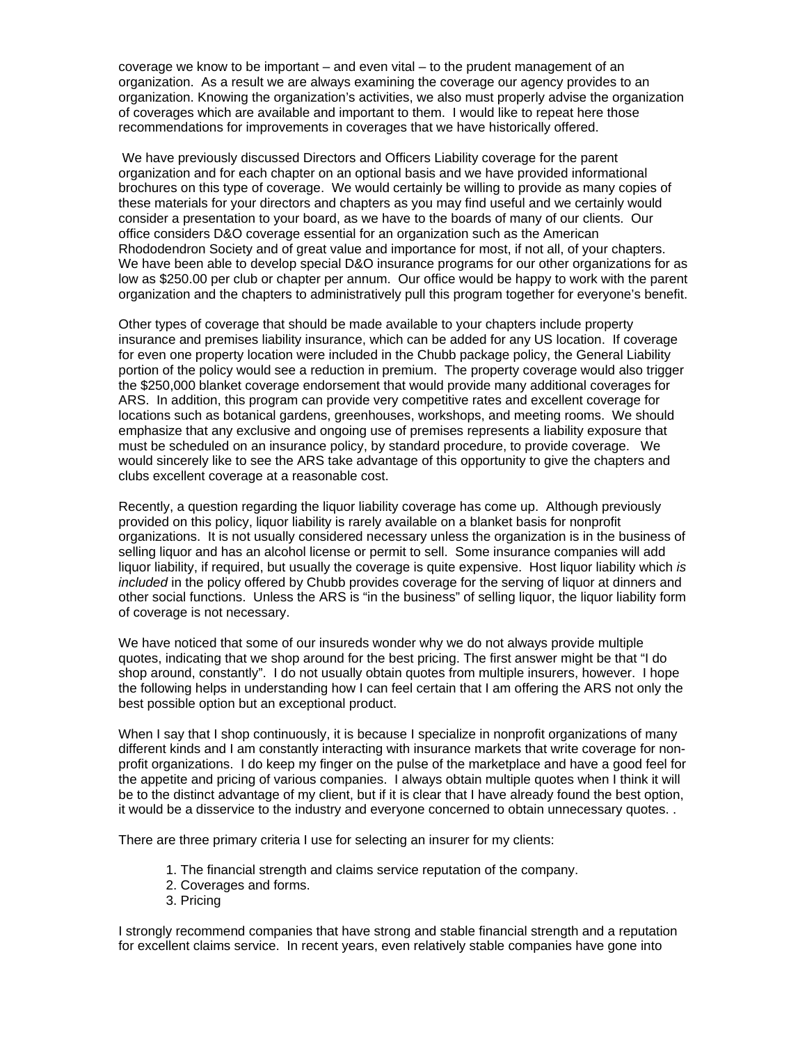coverage we know to be important – and even vital – to the prudent management of an organization. As a result we are always examining the coverage our agency provides to an organization. Knowing the organization's activities, we also must properly advise the organization of coverages which are available and important to them. I would like to repeat here those recommendations for improvements in coverages that we have historically offered.

We have previously discussed Directors and Officers Liability coverage for the parent organization and for each chapter on an optional basis and we have provided informational brochures on this type of coverage. We would certainly be willing to provide as many copies of these materials for your directors and chapters as you may find useful and we certainly would consider a presentation to your board, as we have to the boards of many of our clients. Our office considers D&O coverage essential for an organization such as the American Rhododendron Society and of great value and importance for most, if not all, of your chapters. We have been able to develop special D&O insurance programs for our other organizations for as low as $250.00 per club or chapter per annum. Our office would be happy to work with the parent organization and the chapters to administratively pull this program together for everyone's benefit.

Other types of coverage that should be made available to your chapters include property insurance and premises liability insurance, which can be added for any US location. If coverage for even one property location were included in the Chubb package policy, the General Liability portion of the policy would see a reduction in premium. The property coverage would also trigger the $250,000 blanket coverage endorsement that would provide many additional coverages for ARS. In addition, this program can provide very competitive rates and excellent coverage for locations such as botanical gardens, greenhouses, workshops, and meeting rooms. We should emphasize that any exclusive and ongoing use of premises represents a liability exposure that must be scheduled on an insurance policy, by standard procedure, to provide coverage. We would sincerely like to see the ARS take advantage of this opportunity to give the chapters and clubs excellent coverage at a reasonable cost.

Recently, a question regarding the liquor liability coverage has come up. Although previously provided on this policy, liquor liability is rarely available on a blanket basis for nonprofit organizations. It is not usually considered necessary unless the organization is in the business of selling liquor and has an alcohol license or permit to sell. Some insurance companies will add liquor liability, if required, but usually the coverage is quite expensive. Host liquor liability which *is included* in the policy offered by Chubb provides coverage for the serving of liquor at dinners and other social functions. Unless the ARS is "in the business" of selling liquor, the liquor liability form of coverage is not necessary.

We have noticed that some of our insureds wonder why we do not always provide multiple quotes, indicating that we shop around for the best pricing. The first answer might be that "I do shop around, constantly". I do not usually obtain quotes from multiple insurers, however. I hope the following helps in understanding how I can feel certain that I am offering the ARS not only the best possible option but an exceptional product.

When I say that I shop continuously, it is because I specialize in nonprofit organizations of many different kinds and I am constantly interacting with insurance markets that write coverage for non-profit organizations. I do keep my finger on the pulse of the marketplace and have a good feel for the appetite and pricing of various companies. I always obtain multiple quotes when I think it will be to the distinct advantage of my client, but if it is clear that I have already found the best option, it would be a disservice to the industry and everyone concerned to obtain unnecessary quotes. .

There are three primary criteria I use for selecting an insurer for my clients:

1. The financial strength and claims service reputation of the company.
2. Coverages and forms.
3. Pricing

I strongly recommend companies that have strong and stable financial strength and a reputation for excellent claims service. In recent years, even relatively stable companies have gone into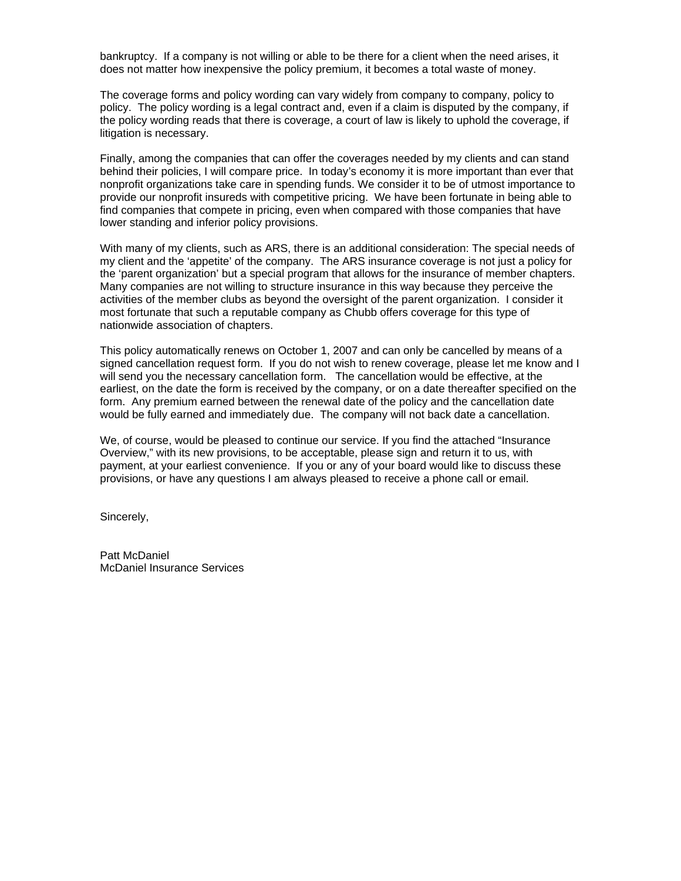bankruptcy. If a company is not willing or able to be there for a client when the need arises, it does not matter how inexpensive the policy premium, it becomes a total waste of money.

The coverage forms and policy wording can vary widely from company to company, policy to policy. The policy wording is a legal contract and, even if a claim is disputed by the company, if the policy wording reads that there is coverage, a court of law is likely to uphold the coverage, if litigation is necessary.

Finally, among the companies that can offer the coverages needed by my clients and can stand behind their policies, I will compare price. In today's economy it is more important than ever that nonprofit organizations take care in spending funds. We consider it to be of utmost importance to provide our nonprofit insureds with competitive pricing. We have been fortunate in being able to find companies that compete in pricing, even when compared with those companies that have lower standing and inferior policy provisions.

With many of my clients, such as ARS, there is an additional consideration: The special needs of my client and the 'appetite' of the company. The ARS insurance coverage is not just a policy for the 'parent organization' but a special program that allows for the insurance of member chapters. Many companies are not willing to structure insurance in this way because they perceive the activities of the member clubs as beyond the oversight of the parent organization. I consider it most fortunate that such a reputable company as Chubb offers coverage for this type of nationwide association of chapters.

This policy automatically renews on October 1, 2007 and can only be cancelled by means of a signed cancellation request form. If you do not wish to renew coverage, please let me know and I will send you the necessary cancellation form. The cancellation would be effective, at the earliest, on the date the form is received by the company, or on a date thereafter specified on the form. Any premium earned between the renewal date of the policy and the cancellation date would be fully earned and immediately due. The company will not back date a cancellation.

We, of course, would be pleased to continue our service. If you find the attached "Insurance Overview," with its new provisions, to be acceptable, please sign and return it to us, with payment, at your earliest convenience. If you or any of your board would like to discuss these provisions, or have any questions I am always pleased to receive a phone call or email.

Sincerely,

Patt McDaniel
McDaniel Insurance Services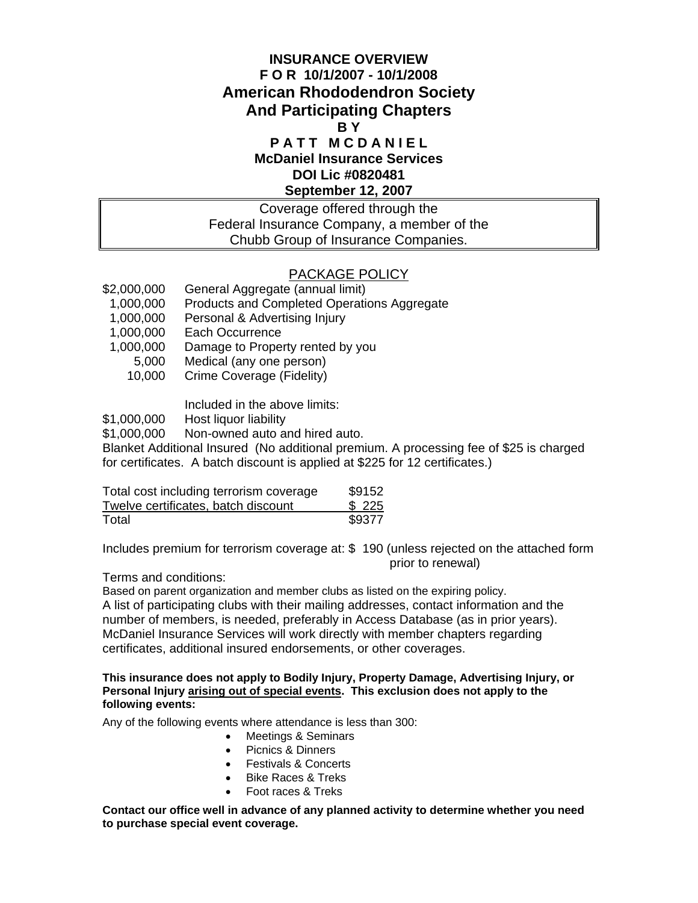# INSURANCE OVERVIEW
## F O R 10/1/2007 - 10/1/2008
# American Rhododendron Society And Participating Chapters
### B Y
### P A T T M C D A N I E L
### McDaniel Insurance Services
### DOI Lic #0820481
### September 12, 2007

Coverage offered through the Federal Insurance Company, a member of the Chubb Group of Insurance Companies.

## PACKAGE POLICY

| | |
|---|---|
| $2,000,000 | General Aggregate (annual limit) |
| 1,000,000 | Products and Completed Operations Aggregate |
| 1,000,000 | Personal & Advertising Injury |
| 1,000,000 | Each Occurrence |
| 1,000,000 | Damage to Property rented by you |
| 5,000 | Medical (any one person) |
| 10,000 | Crime Coverage (Fidelity) |

Included in the above limits:

| | |
|---|---|
| $1,000,000 | Host liquor liability |
| $1,000,000 | Non-owned auto and hired auto. |

Blanket Additional Insured (No additional premium. A processing fee of $25 is charged for certificates. A batch discount is applied at $225 for 12 certificates.)

| | |
|---|---|
| Total cost including terrorism coverage | $9152 |
| Twelve certificates, batch discount | $ 225 |
| Total | $9377 |

Includes premium for terrorism coverage at: $ 190 (unless rejected on the attached form prior to renewal)

Terms and conditions:

Based on parent organization and member clubs as listed on the expiring policy.

A list of participating clubs with their mailing addresses, contact information and the number of members, is needed, preferably in Access Database (as in prior years). McDaniel Insurance Services will work directly with member chapters regarding certificates, additional insured endorsements, or other coverages.

**This insurance does not apply to Bodily Injury, Property Damage, Advertising Injury, or Personal Injury arising out of special events. This exclusion does not apply to the following events:**

Any of the following events where attendance is less than 300:

- Meetings & Seminars
- Picnics & Dinners
- Festivals & Concerts
- Bike Races & Treks
- Foot races & Treks

**Contact our office well in advance of any planned activity to determine whether you need to purchase special event coverage.**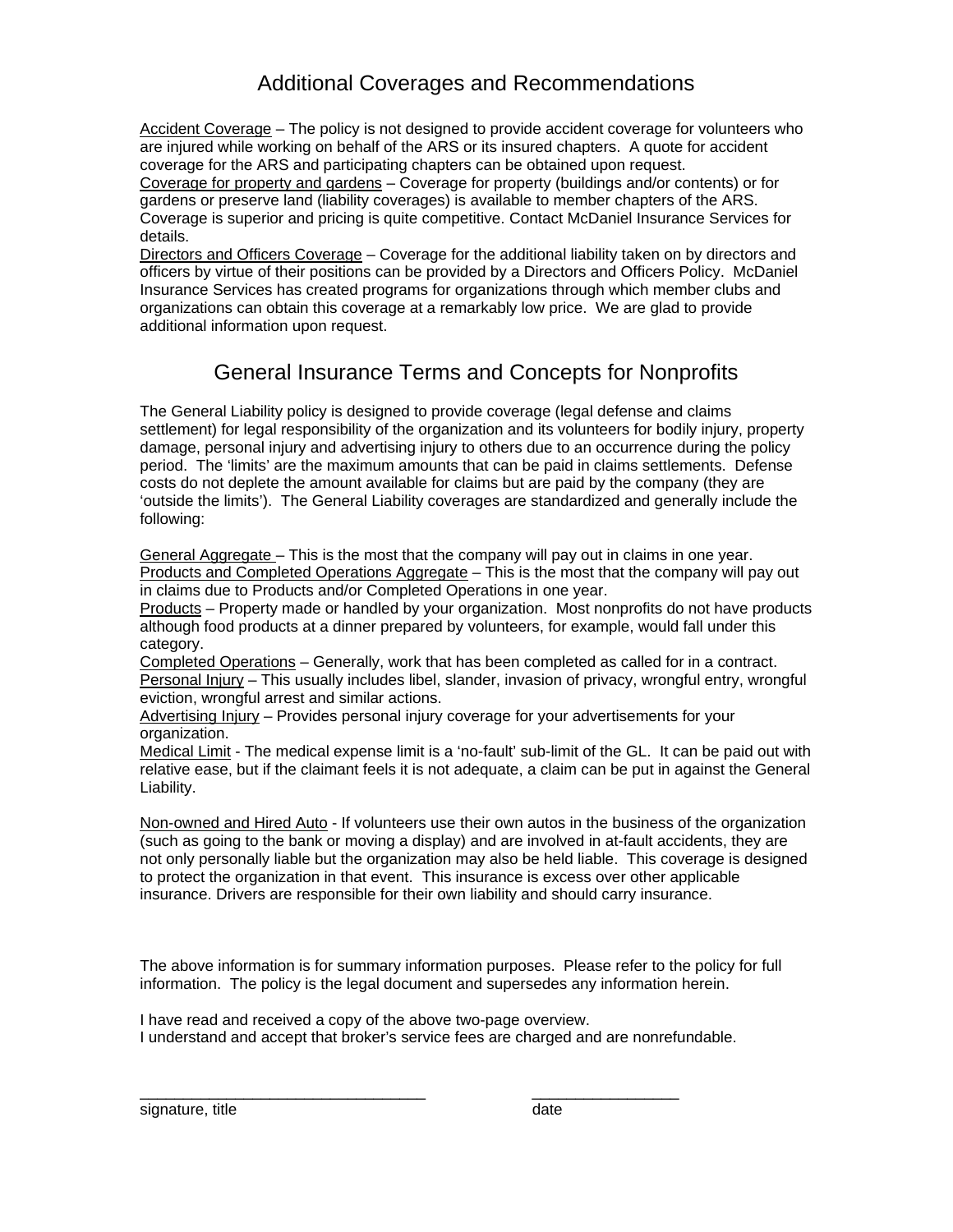## Additional Coverages and Recommendations

<u>Accident Coverage</u> – The policy is not designed to provide accident coverage for volunteers who are injured while working on behalf of the ARS or its insured chapters. A quote for accident coverage for the ARS and participating chapters can be obtained upon request.
<u>Coverage for property and gardens</u> – Coverage for property (buildings and/or contents) or for gardens or preserve land (liability coverages) is available to member chapters of the ARS. Coverage is superior and pricing is quite competitive. Contact McDaniel Insurance Services for details.
<u>Directors and Officers Coverage</u> – Coverage for the additional liability taken on by directors and officers by virtue of their positions can be provided by a Directors and Officers Policy. McDaniel Insurance Services has created programs for organizations through which member clubs and organizations can obtain this coverage at a remarkably low price. We are glad to provide additional information upon request.

## General Insurance Terms and Concepts for Nonprofits

The General Liability policy is designed to provide coverage (legal defense and claims settlement) for legal responsibility of the organization and its volunteers for bodily injury, property damage, personal injury and advertising injury to others due to an occurrence during the policy period. The 'limits' are the maximum amounts that can be paid in claims settlements. Defense costs do not deplete the amount available for claims but are paid by the company (they are 'outside the limits'). The General Liability coverages are standardized and generally include the following:

<u>General Aggregate</u> – This is the most that the company will pay out in claims in one year.
<u>Products and Completed Operations Aggregate</u> – This is the most that the company will pay out in claims due to Products and/or Completed Operations in one year.
<u>Products</u> – Property made or handled by your organization. Most nonprofits do not have products although food products at a dinner prepared by volunteers, for example, would fall under this category.
<u>Completed Operations</u> – Generally, work that has been completed as called for in a contract.
<u>Personal Injury</u> – This usually includes libel, slander, invasion of privacy, wrongful entry, wrongful eviction, wrongful arrest and similar actions.
<u>Advertising Injury</u> – Provides personal injury coverage for your advertisements for your organization.
<u>Medical Limit</u> - The medical expense limit is a 'no-fault' sub-limit of the GL. It can be paid out with relative ease, but if the claimant feels it is not adequate, a claim can be put in against the General Liability.

<u>Non-owned and Hired Auto</u> - If volunteers use their own autos in the business of the organization (such as going to the bank or moving a display) and are involved in at-fault accidents, they are not only personally liable but the organization may also be held liable. This coverage is designed to protect the organization in that event. This insurance is excess over other applicable insurance. Drivers are responsible for their own liability and should carry insurance.

The above information is for summary information purposes. Please refer to the policy for full information. The policy is the legal document and supersedes any information herein.

I have read and received a copy of the above two-page overview.
I understand and accept that broker's service fees are charged and are nonrefundable.

\_\_\_\_\_\_\_\_\_\_\_\_\_\_\_\_\_\_\_\_\_\_\_\_\_\_\_\_\_\_\_\_\_\_ \_\_\_\_\_\_\_\_\_\_\_\_\_\_\_\_\_\_
signature, title date